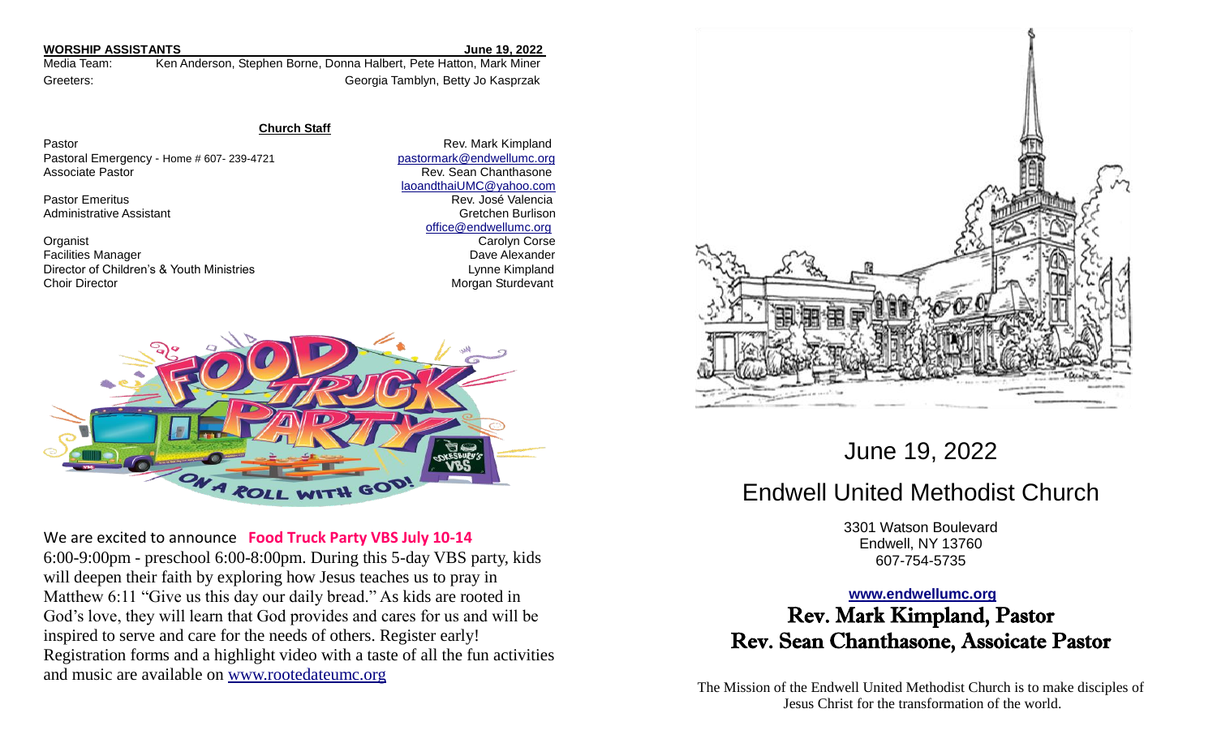**WORSHIP ASSISTANTS** **June 19, 2022**

Media Team: Ken Anderson, Stephen Borne, Donna Halbert, Pete Hatton, Mark Miner

Greeters: Georgia Tamblyn, Betty Jo Kasprzak

**Church Staff**

| | |
|---|---|
| Pastor | Rev. Mark Kimpland |
| Pastoral Emergency - Home # 607- 239-4721 | pastormark@endwellumc.org |
| Associate Pastor | Rev. Sean Chanthasone |
| | laoandthaiUMC@yahoo.com |
| Pastor Emeritus | Rev. José Valencia |
| Administrative Assistant | Gretchen Burlison |
| | office@endwellumc.org |
| Organist | Carolyn Corse |
| Facilities Manager | Dave Alexander |
| Director of Children's & Youth Ministries | Lynne Kimpland |
| Choir Director | Morgan Sturdevant |

We are excited to announce **Food Truck Party VBS July 10-14**
6:00-9:00pm - preschool 6:00-8:00pm. During this 5-day VBS party, kids will deepen their faith by exploring how Jesus teaches us to pray in Matthew 6:11 "Give us this day our daily bread." As kids are rooted in God's love, they will learn that God provides and cares for us and will be inspired to serve and care for the needs of others. Register early! Registration forms and a highlight video with a taste of all the fun activities and music are available on www.rootedateumc.org

# June 19, 2022

# Endwell United Methodist Church

3301 Watson Boulevard
Endwell, NY 13760
607-754-5735

**www.endwellumc.org**

**Rev. Mark Kimpland, Pastor**
**Rev. Sean Chanthasone, Assoicate Pastor**

The Mission of the Endwell United Methodist Church is to make disciples of Jesus Christ for the transformation of the world.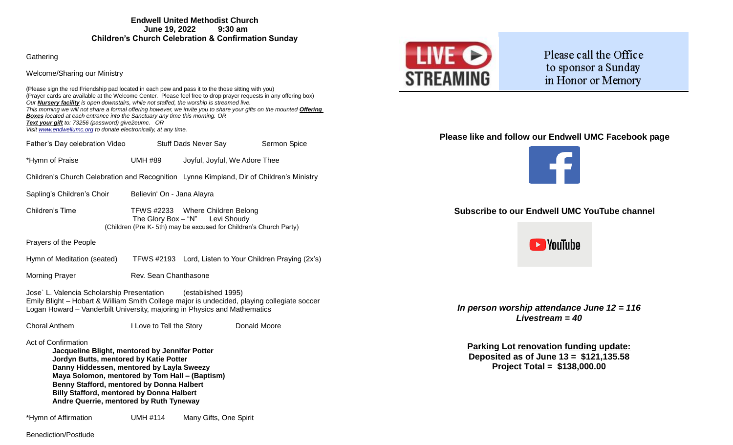**Endwell United Methodist Church**
**June 19, 2022 9:30 am**
**Children's Church Celebration & Confirmation Sunday**

Gathering

Welcome/Sharing our Ministry

(Please sign the red Friendship pad located in each pew and pass it to the those sitting with you)
(Prayer cards are available at the Welcome Center. Please feel free to drop prayer requests in any offering box)
*Our **Nursery facility** is open downstairs, while not staffed, the worship is streamed live.*
*This morning we will not share a formal offering however, we invite you to share your gifts on the mounted **Offering Boxes** located at each entrance into the Sanctuary any time this morning. OR*
***Text your gift** to: 73256 (password) give2eumc. OR*
*Visit www.endwellumc.org to donate electronically, at any time.*

Father's Day celebration Video — Stuff Dads Never Say — Sermon Spice

*Hymn of Praise — UMH #89 — Joyful, Joyful, We Adore Thee

Children's Church Celebration and Recognition — Lynne Kimpland, Dir of Children's Ministry

Sapling's Children's Choir — Believin' On - Jana Alayra

Children's Time — TFWS #2233 Where Children Belong
The Glory Box – "N" Levi Shoudy
(Children (Pre K- 5th) may be excused for Children's Church Party)

Prayers of the People

Hymn of Meditation (seated) — TFWS #2193 Lord, Listen to Your Children Praying (2x's)

Morning Prayer — Rev. Sean Chanthasone

Jose` L. Valencia Scholarship Presentation (established 1995)
Emily Blight – Hobart & William Smith College major is undecided, playing collegiate soccer
Logan Howard – Vanderbilt University, majoring in Physics and Mathematics

Choral Anthem — I Love to Tell the Story — Donald Moore

Act of Confirmation
- **Jacqueline Blight, mentored by Jennifer Potter**
- **Jordyn Butts, mentored by Katie Potter**
- **Danny Hiddessen, mentored by Layla Sweezy**
- **Maya Solomon, mentored by Tom Hall – (Baptism)**
- **Benny Stafford, mentored by Donna Halbert**
- **Billy Stafford, mentored by Donna Halbert**
- **Andre Querrie, mentored by Ruth Tyneway**

*Hymn of Affirmation — UMH #114 — Many Gifts, One Spirit

Benediction/Postlude

LIVE STREAMING

Please call the Office to sponsor a Sunday in Honor or Memory

**Please like and follow our Endwell UMC Facebook page**

**Subscribe to our Endwell UMC YouTube channel**

***In person worship attendance June 12 = 116***
***Livestream = 40***

**Parking Lot renovation funding update:**
**Deposited as of June 13 = $121,135.58**
**Project Total = $138,000.00**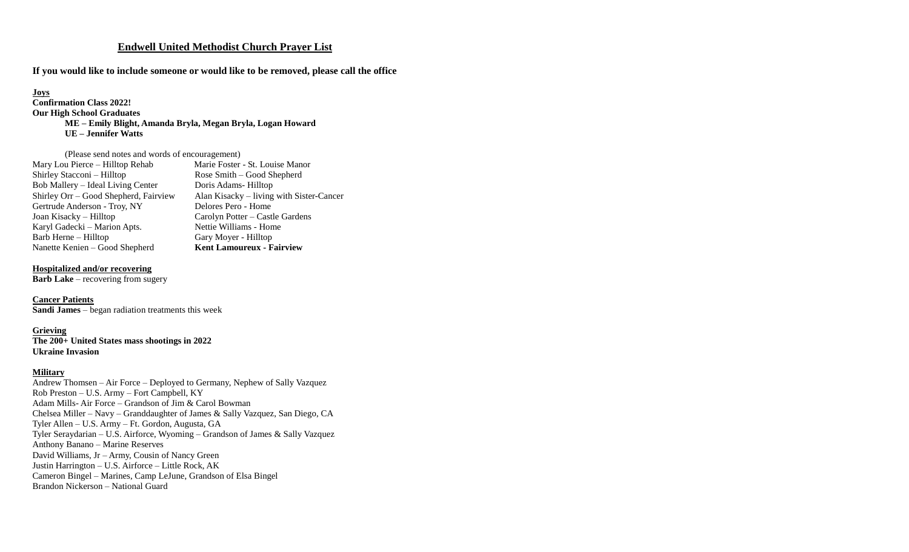# Endwell United Methodist Church Prayer List

**If you would like to include someone or would like to be removed, please call the office**

**Joys**

**Confirmation Class 2022!**

**Our High School Graduates**

**ME – Emily Blight, Amanda Bryla, Megan Bryla, Logan Howard**

**UE – Jennifer Watts**

(Please send notes and words of encouragement)

Mary Lou Pierce – Hilltop Rehab

Shirley Stacconi – Hilltop

Bob Mallery – Ideal Living Center

Shirley Orr – Good Shepherd, Fairview

Gertrude Anderson - Troy, NY

Joan Kisacky – Hilltop

Karyl Gadecki – Marion Apts.

Barb Herne – Hilltop

Nanette Kenien – Good Shepherd

Marie Foster - St. Louise Manor

Rose Smith – Good Shepherd

Doris Adams- Hilltop

Alan Kisacky – living with Sister-Cancer

Delores Pero - Home

Carolyn Potter – Castle Gardens

Nettie Williams - Home

Gary Moyer - Hilltop

**Kent Lamoureux - Fairview**

**Hospitalized and/or recovering**

**Barb Lake** – recovering from sugery

**Cancer Patients**

**Sandi James** – began radiation treatments this week

**Grieving**

**The 200+ United States mass shootings in 2022**

**Ukraine Invasion**

**Military**

Andrew Thomsen – Air Force – Deployed to Germany, Nephew of Sally Vazquez

Rob Preston – U.S. Army – Fort Campbell, KY

Adam Mills- Air Force – Grandson of Jim & Carol Bowman

Chelsea Miller – Navy – Granddaughter of James & Sally Vazquez, San Diego, CA

Tyler Allen – U.S. Army – Ft. Gordon, Augusta, GA

Tyler Seraydarian – U.S. Airforce, Wyoming – Grandson of James & Sally Vazquez

Anthony Banano – Marine Reserves

David Williams, Jr – Army, Cousin of Nancy Green

Justin Harrington – U.S. Airforce – Little Rock, AK

Cameron Bingel – Marines, Camp LeJune, Grandson of Elsa Bingel

Brandon Nickerson – National Guard